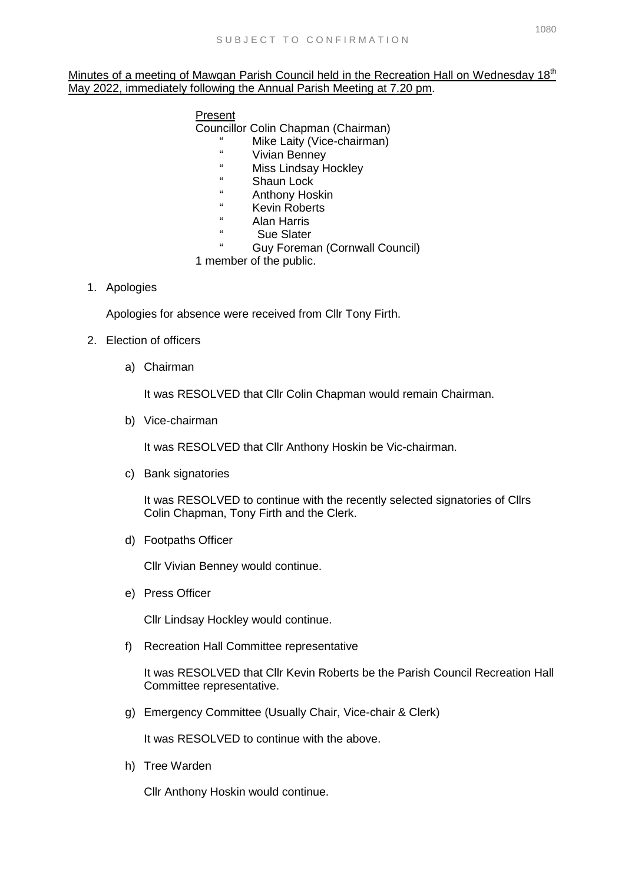SUBJECT TO CONFIRMATION

Minutes of a meeting of Mawgan Parish Council held in the Recreation Hall on Wednesday 18th May 2022, immediately following the Annual Parish Meeting at 7.20 pm.

Present

Councillor Colin Chapman (Chairman)
" Mike Laity (Vice-chairman)
" Vivian Benney
" Miss Lindsay Hockley
" Shaun Lock
" Anthony Hoskin
" Kevin Roberts
" Alan Harris
" Sue Slater
" Guy Foreman (Cornwall Council)

1 member of the public.

1. Apologies

   Apologies for absence were received from Cllr Tony Firth.

2. Election of officers

   a) Chairman

      It was RESOLVED that Cllr Colin Chapman would remain Chairman.

   b) Vice-chairman

      It was RESOLVED that Cllr Anthony Hoskin be Vic-chairman.

   c) Bank signatories

      It was RESOLVED to continue with the recently selected signatories of Cllrs Colin Chapman, Tony Firth and the Clerk.

   d) Footpaths Officer

      Cllr Vivian Benney would continue.

   e) Press Officer

      Cllr Lindsay Hockley would continue.

   f) Recreation Hall Committee representative

      It was RESOLVED that Cllr Kevin Roberts be the Parish Council Recreation Hall Committee representative.

   g) Emergency Committee (Usually Chair, Vice-chair & Clerk)

      It was RESOLVED to continue with the above.

   h) Tree Warden

      Cllr Anthony Hoskin would continue.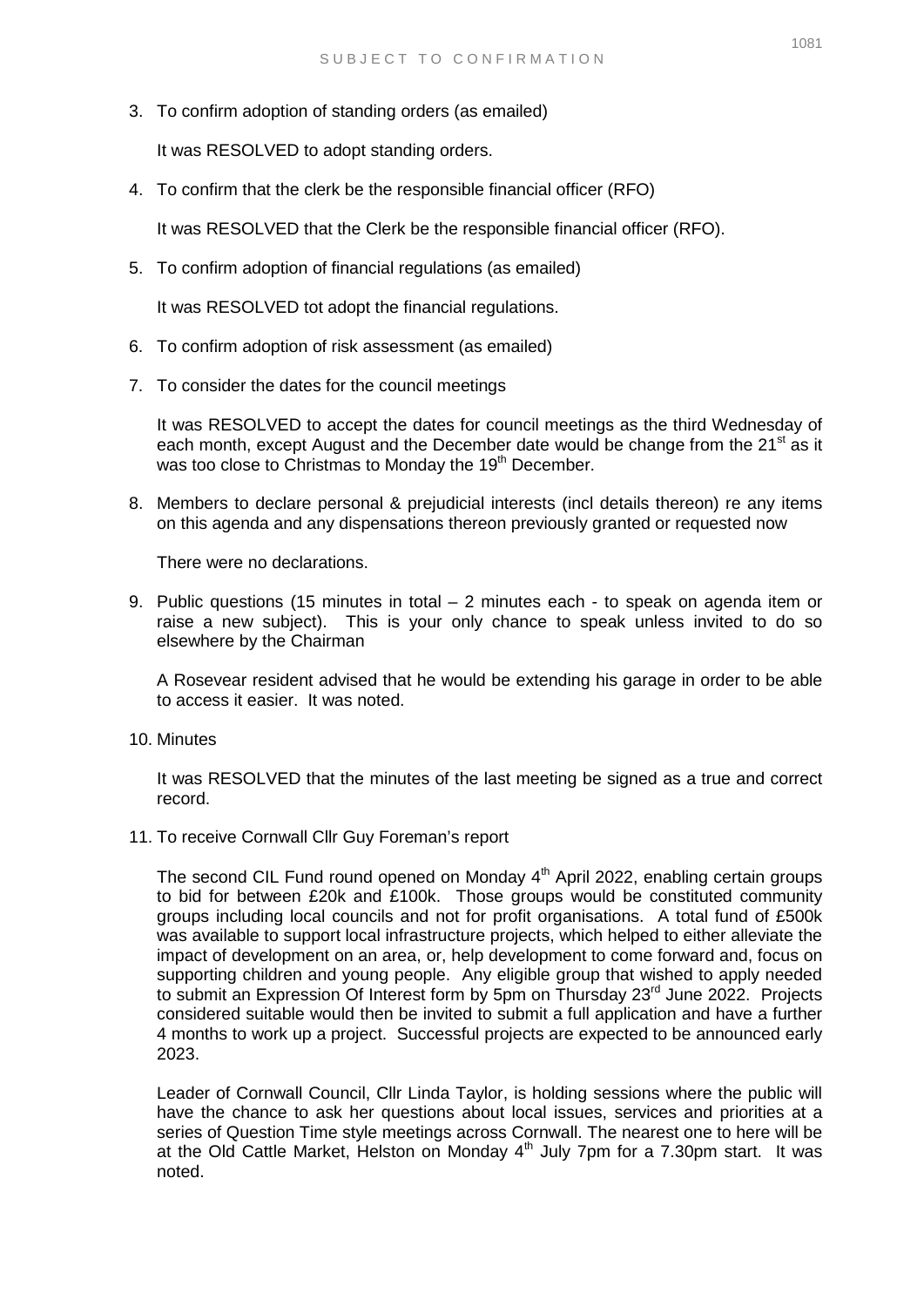3. To confirm adoption of standing orders (as emailed)

   It was RESOLVED to adopt standing orders.

4. To confirm that the clerk be the responsible financial officer (RFO)

   It was RESOLVED that the Clerk be the responsible financial officer (RFO).

5. To confirm adoption of financial regulations (as emailed)

   It was RESOLVED tot adopt the financial regulations.

6. To confirm adoption of risk assessment (as emailed)

7. To consider the dates for the council meetings

   It was RESOLVED to accept the dates for council meetings as the third Wednesday of each month, except August and the December date would be change from the 21st as it was too close to Christmas to Monday the 19th December.

8. Members to declare personal & prejudicial interests (incl details thereon) re any items on this agenda and any dispensations thereon previously granted or requested now

   There were no declarations.

9. Public questions (15 minutes in total – 2 minutes each - to speak on agenda item or raise a new subject). This is your only chance to speak unless invited to do so elsewhere by the Chairman

   A Rosevear resident advised that he would be extending his garage in order to be able to access it easier. It was noted.

10. Minutes

    It was RESOLVED that the minutes of the last meeting be signed as a true and correct record.

11. To receive Cornwall Cllr Guy Foreman's report

    The second CIL Fund round opened on Monday 4th April 2022, enabling certain groups to bid for between £20k and £100k. Those groups would be constituted community groups including local councils and not for profit organisations. A total fund of £500k was available to support local infrastructure projects, which helped to either alleviate the impact of development on an area, or, help development to come forward and, focus on supporting children and young people. Any eligible group that wished to apply needed to submit an Expression Of Interest form by 5pm on Thursday 23rd June 2022. Projects considered suitable would then be invited to submit a full application and have a further 4 months to work up a project. Successful projects are expected to be announced early 2023.

    Leader of Cornwall Council, Cllr Linda Taylor, is holding sessions where the public will have the chance to ask her questions about local issues, services and priorities at a series of Question Time style meetings across Cornwall. The nearest one to here will be at the Old Cattle Market, Helston on Monday 4th July 7pm for a 7.30pm start. It was noted.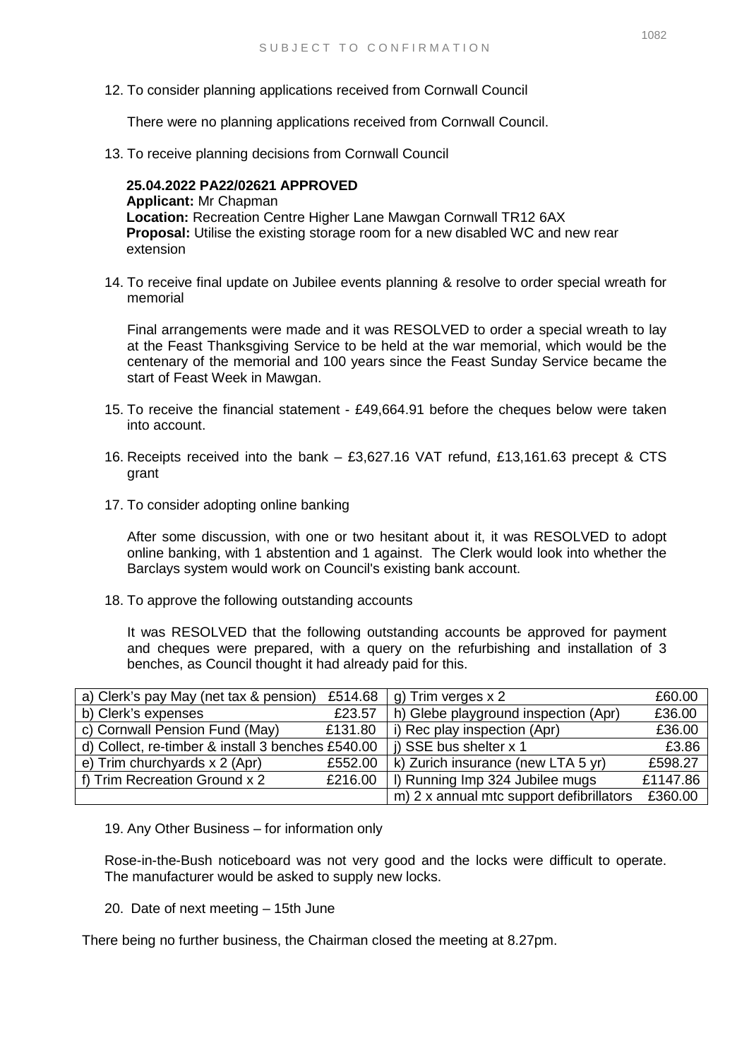12. To consider planning applications received from Cornwall Council

    There were no planning applications received from Cornwall Council.

13. To receive planning decisions from Cornwall Council

    **25.04.2022 PA22/02621 APPROVED**
    **Applicant:** Mr Chapman
    **Location:** Recreation Centre Higher Lane Mawgan Cornwall TR12 6AX
    **Proposal:** Utilise the existing storage room for a new disabled WC and new rear extension

14. To receive final update on Jubilee events planning & resolve to order special wreath for memorial

    Final arrangements were made and it was RESOLVED to order a special wreath to lay at the Feast Thanksgiving Service to be held at the war memorial, which would be the centenary of the memorial and 100 years since the Feast Sunday Service became the start of Feast Week in Mawgan.

15. To receive the financial statement - £49,664.91 before the cheques below were taken into account.

16. Receipts received into the bank – £3,627.16 VAT refund, £13,161.63 precept & CTS grant

17. To consider adopting online banking

    After some discussion, with one or two hesitant about it, it was RESOLVED to adopt online banking, with 1 abstention and 1 against. The Clerk would look into whether the Barclays system would work on Council's existing bank account.

18. To approve the following outstanding accounts

    It was RESOLVED that the following outstanding accounts be approved for payment and cheques were prepared, with a query on the refurbishing and installation of 3 benches, as Council thought it had already paid for this.

| | | | |
|---|---|---|---|
| a) Clerk's pay May (net tax & pension) | £514.68 | g) Trim verges x 2 | £60.00 |
| b) Clerk's expenses | £23.57 | h) Glebe playground inspection (Apr) | £36.00 |
| c) Cornwall Pension Fund (May) | £131.80 | i) Rec play inspection (Apr) | £36.00 |
| d) Collect, re-timber & install 3 benches | £540.00 | j) SSE bus shelter x 1 | £3.86 |
| e) Trim churchyards x 2 (Apr) | £552.00 | k) Zurich insurance (new LTA 5 yr) | £598.27 |
| f) Trim Recreation Ground x 2 | £216.00 | l) Running Imp 324 Jubilee mugs | £1147.86 |
| | | m) 2 x annual mtc support defibrillators | £360.00 |

19. Any Other Business – for information only

    Rose-in-the-Bush noticeboard was not very good and the locks were difficult to operate. The manufacturer would be asked to supply new locks.

20. Date of next meeting – 15th June

There being no further business, the Chairman closed the meeting at 8.27pm.